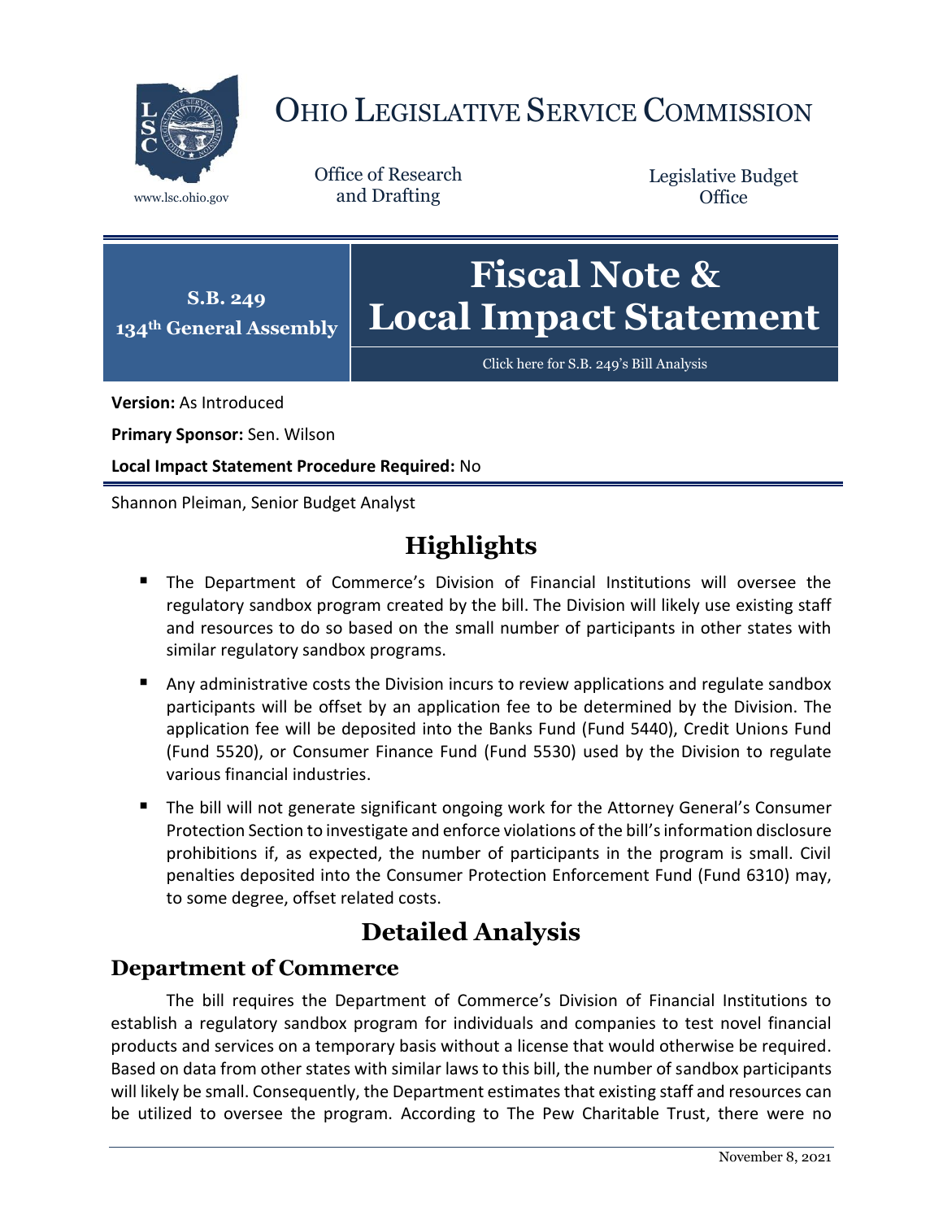# Ohio Legislative Service Commission

Office of Research and Drafting

Legislative Budget Office

www.lsc.ohio.gov

**S.B. 249**
**134th General Assembly**

# Fiscal Note & Local Impact Statement

Click here for S.B. 249's Bill Analysis

**Version:** As Introduced

**Primary Sponsor:** Sen. Wilson

**Local Impact Statement Procedure Required:** No

Shannon Pleiman, Senior Budget Analyst

## Highlights

- The Department of Commerce's Division of Financial Institutions will oversee the regulatory sandbox program created by the bill. The Division will likely use existing staff and resources to do so based on the small number of participants in other states with similar regulatory sandbox programs.
- Any administrative costs the Division incurs to review applications and regulate sandbox participants will be offset by an application fee to be determined by the Division. The application fee will be deposited into the Banks Fund (Fund 5440), Credit Unions Fund (Fund 5520), or Consumer Finance Fund (Fund 5530) used by the Division to regulate various financial industries.
- The bill will not generate significant ongoing work for the Attorney General's Consumer Protection Section to investigate and enforce violations of the bill's information disclosure prohibitions if, as expected, the number of participants in the program is small. Civil penalties deposited into the Consumer Protection Enforcement Fund (Fund 6310) may, to some degree, offset related costs.

## Detailed Analysis

### Department of Commerce

The bill requires the Department of Commerce's Division of Financial Institutions to establish a regulatory sandbox program for individuals and companies to test novel financial products and services on a temporary basis without a license that would otherwise be required. Based on data from other states with similar laws to this bill, the number of sandbox participants will likely be small. Consequently, the Department estimates that existing staff and resources can be utilized to oversee the program. According to The Pew Charitable Trust, there were no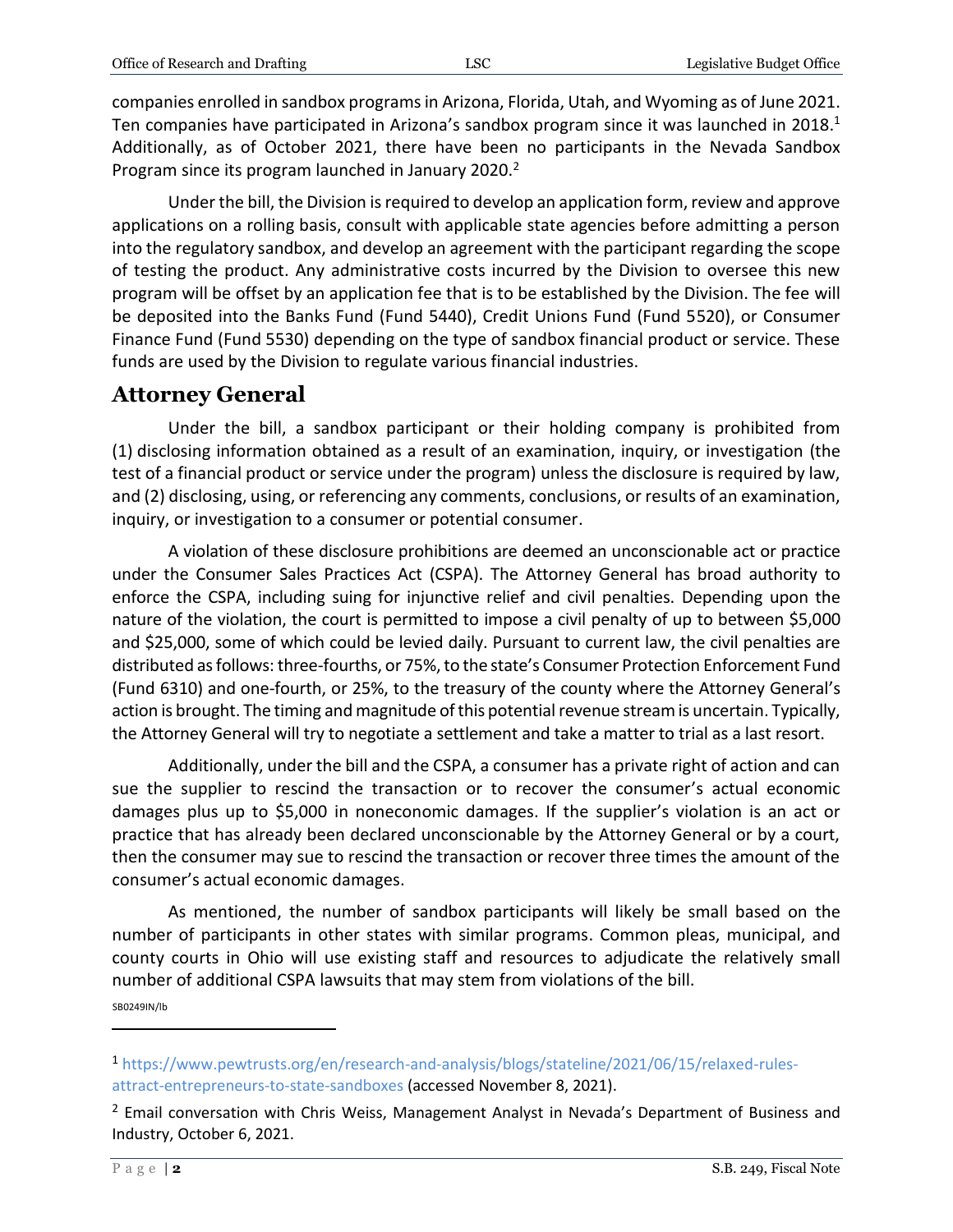companies enrolled in sandbox programs in Arizona, Florida, Utah, and Wyoming as of June 2021. Ten companies have participated in Arizona's sandbox program since it was launched in 2018.[1] Additionally, as of October 2021, there have been no participants in the Nevada Sandbox Program since its program launched in January 2020.[2]

Under the bill, the Division is required to develop an application form, review and approve applications on a rolling basis, consult with applicable state agencies before admitting a person into the regulatory sandbox, and develop an agreement with the participant regarding the scope of testing the product. Any administrative costs incurred by the Division to oversee this new program will be offset by an application fee that is to be established by the Division. The fee will be deposited into the Banks Fund (Fund 5440), Credit Unions Fund (Fund 5520), or Consumer Finance Fund (Fund 5530) depending on the type of sandbox financial product or service. These funds are used by the Division to regulate various financial industries.

## Attorney General

Under the bill, a sandbox participant or their holding company is prohibited from (1) disclosing information obtained as a result of an examination, inquiry, or investigation (the test of a financial product or service under the program) unless the disclosure is required by law, and (2) disclosing, using, or referencing any comments, conclusions, or results of an examination, inquiry, or investigation to a consumer or potential consumer.

A violation of these disclosure prohibitions are deemed an unconscionable act or practice under the Consumer Sales Practices Act (CSPA). The Attorney General has broad authority to enforce the CSPA, including suing for injunctive relief and civil penalties. Depending upon the nature of the violation, the court is permitted to impose a civil penalty of up to between $5,000 and $25,000, some of which could be levied daily. Pursuant to current law, the civil penalties are distributed as follows: three-fourths, or 75%, to the state's Consumer Protection Enforcement Fund (Fund 6310) and one-fourth, or 25%, to the treasury of the county where the Attorney General's action is brought. The timing and magnitude of this potential revenue stream is uncertain. Typically, the Attorney General will try to negotiate a settlement and take a matter to trial as a last resort.

Additionally, under the bill and the CSPA, a consumer has a private right of action and can sue the supplier to rescind the transaction or to recover the consumer's actual economic damages plus up to $5,000 in noneconomic damages. If the supplier's violation is an act or practice that has already been declared unconscionable by the Attorney General or by a court, then the consumer may sue to rescind the transaction or recover three times the amount of the consumer's actual economic damages.

As mentioned, the number of sandbox participants will likely be small based on the number of participants in other states with similar programs. Common pleas, municipal, and county courts in Ohio will use existing staff and resources to adjudicate the relatively small number of additional CSPA lawsuits that may stem from violations of the bill.

SB0249IN/lb

---

[1] https://www.pewtrusts.org/en/research-and-analysis/blogs/stateline/2021/06/15/relaxed-rules-attract-entrepreneurs-to-state-sandboxes (accessed November 8, 2021).

[2] Email conversation with Chris Weiss, Management Analyst in Nevada's Department of Business and Industry, October 6, 2021.